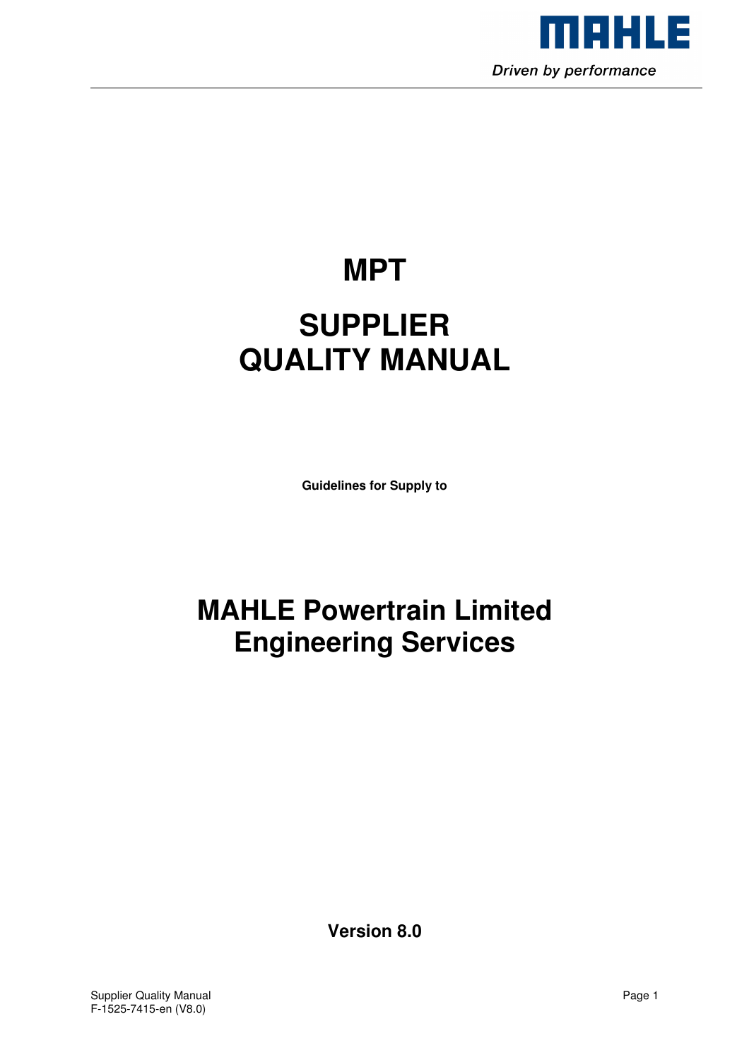# MPT

# SUPPLIER QUALITY MANUAL

**Guidelines for Supply to**

# MAHLE Powertrain Limited Engineering Services

**Version 8.0**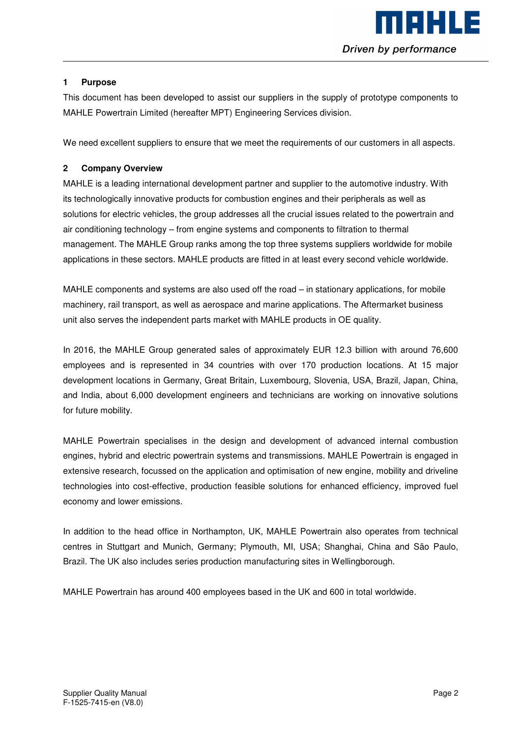## 1 Purpose

This document has been developed to assist our suppliers in the supply of prototype components to MAHLE Powertrain Limited (hereafter MPT) Engineering Services division.

We need excellent suppliers to ensure that we meet the requirements of our customers in all aspects.

## 2 Company Overview

MAHLE is a leading international development partner and supplier to the automotive industry. With its technologically innovative products for combustion engines and their peripherals as well as solutions for electric vehicles, the group addresses all the crucial issues related to the powertrain and air conditioning technology – from engine systems and components to filtration to thermal management. The MAHLE Group ranks among the top three systems suppliers worldwide for mobile applications in these sectors. MAHLE products are fitted in at least every second vehicle worldwide.

MAHLE components and systems are also used off the road – in stationary applications, for mobile machinery, rail transport, as well as aerospace and marine applications. The Aftermarket business unit also serves the independent parts market with MAHLE products in OE quality.

In 2016, the MAHLE Group generated sales of approximately EUR 12.3 billion with around 76,600 employees and is represented in 34 countries with over 170 production locations. At 15 major development locations in Germany, Great Britain, Luxembourg, Slovenia, USA, Brazil, Japan, China, and India, about 6,000 development engineers and technicians are working on innovative solutions for future mobility.

MAHLE Powertrain specialises in the design and development of advanced internal combustion engines, hybrid and electric powertrain systems and transmissions. MAHLE Powertrain is engaged in extensive research, focussed on the application and optimisation of new engine, mobility and driveline technologies into cost-effective, production feasible solutions for enhanced efficiency, improved fuel economy and lower emissions.

In addition to the head office in Northampton, UK, MAHLE Powertrain also operates from technical centres in Stuttgart and Munich, Germany; Plymouth, MI, USA; Shanghai, China and São Paulo, Brazil. The UK also includes series production manufacturing sites in Wellingborough.

MAHLE Powertrain has around 400 employees based in the UK and 600 in total worldwide.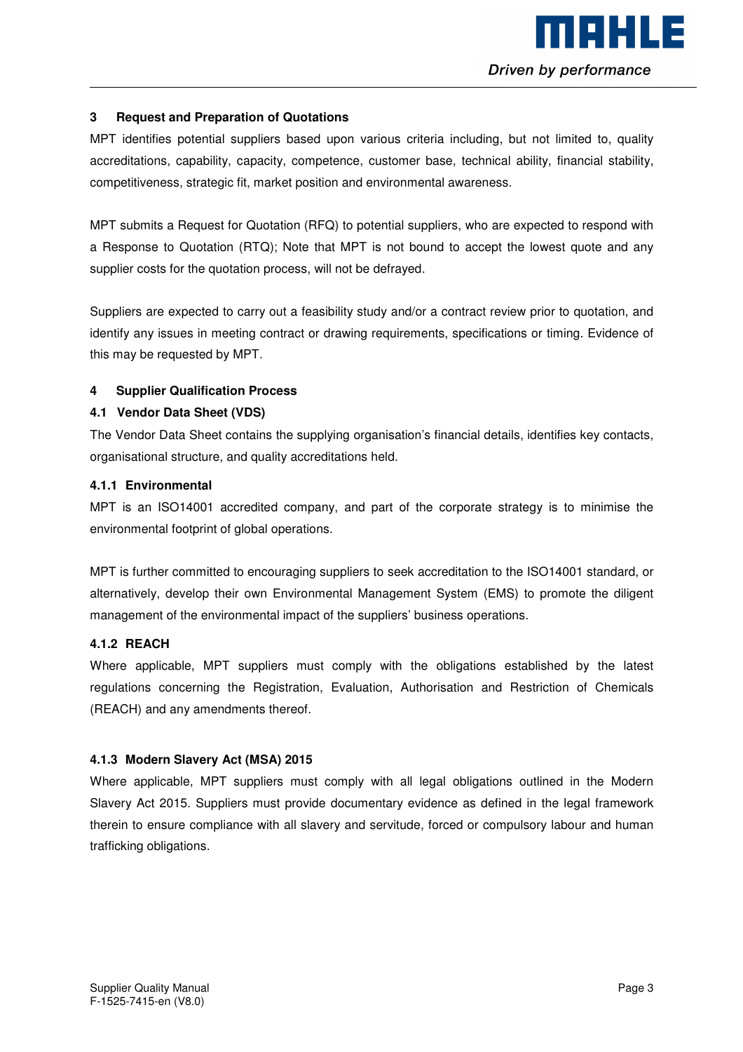## 3 Request and Preparation of Quotations

MPT identifies potential suppliers based upon various criteria including, but not limited to, quality accreditations, capability, capacity, competence, customer base, technical ability, financial stability, competitiveness, strategic fit, market position and environmental awareness.

MPT submits a Request for Quotation (RFQ) to potential suppliers, who are expected to respond with a Response to Quotation (RTQ); Note that MPT is not bound to accept the lowest quote and any supplier costs for the quotation process, will not be defrayed.

Suppliers are expected to carry out a feasibility study and/or a contract review prior to quotation, and identify any issues in meeting contract or drawing requirements, specifications or timing. Evidence of this may be requested by MPT.

## 4 Supplier Qualification Process

### 4.1 Vendor Data Sheet (VDS)

The Vendor Data Sheet contains the supplying organisation's financial details, identifies key contacts, organisational structure, and quality accreditations held.

#### 4.1.1 Environmental

MPT is an ISO14001 accredited company, and part of the corporate strategy is to minimise the environmental footprint of global operations.

MPT is further committed to encouraging suppliers to seek accreditation to the ISO14001 standard, or alternatively, develop their own Environmental Management System (EMS) to promote the diligent management of the environmental impact of the suppliers' business operations.

#### 4.1.2 REACH

Where applicable, MPT suppliers must comply with the obligations established by the latest regulations concerning the Registration, Evaluation, Authorisation and Restriction of Chemicals (REACH) and any amendments thereof.

#### 4.1.3 Modern Slavery Act (MSA) 2015

Where applicable, MPT suppliers must comply with all legal obligations outlined in the Modern Slavery Act 2015. Suppliers must provide documentary evidence as defined in the legal framework therein to ensure compliance with all slavery and servitude, forced or compulsory labour and human trafficking obligations.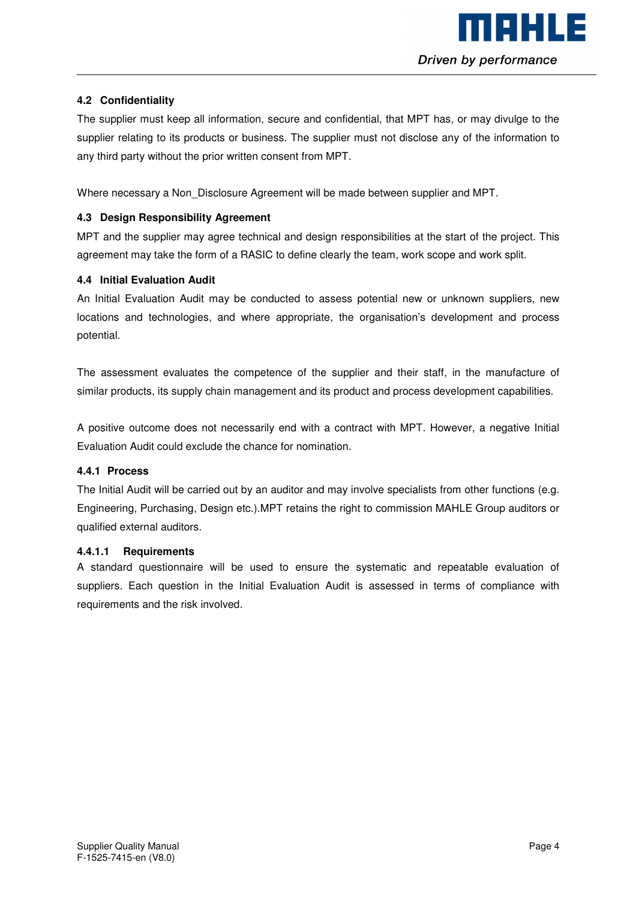## 4.2 Confidentiality

The supplier must keep all information, secure and confidential, that MPT has, or may divulge to the supplier relating to its products or business. The supplier must not disclose any of the information to any third party without the prior written consent from MPT.

Where necessary a Non_Disclosure Agreement will be made between supplier and MPT.

## 4.3 Design Responsibility Agreement

MPT and the supplier may agree technical and design responsibilities at the start of the project. This agreement may take the form of a RASIC to define clearly the team, work scope and work split.

## 4.4 Initial Evaluation Audit

An Initial Evaluation Audit may be conducted to assess potential new or unknown suppliers, new locations and technologies, and where appropriate, the organisation's development and process potential.

The assessment evaluates the competence of the supplier and their staff, in the manufacture of similar products, its supply chain management and its product and process development capabilities.

A positive outcome does not necessarily end with a contract with MPT. However, a negative Initial Evaluation Audit could exclude the chance for nomination.

### 4.4.1 Process

The Initial Audit will be carried out by an auditor and may involve specialists from other functions (e.g. Engineering, Purchasing, Design etc.).MPT retains the right to commission MAHLE Group auditors or qualified external auditors.

#### 4.4.1.1 Requirements

A standard questionnaire will be used to ensure the systematic and repeatable evaluation of suppliers. Each question in the Initial Evaluation Audit is assessed in terms of compliance with requirements and the risk involved.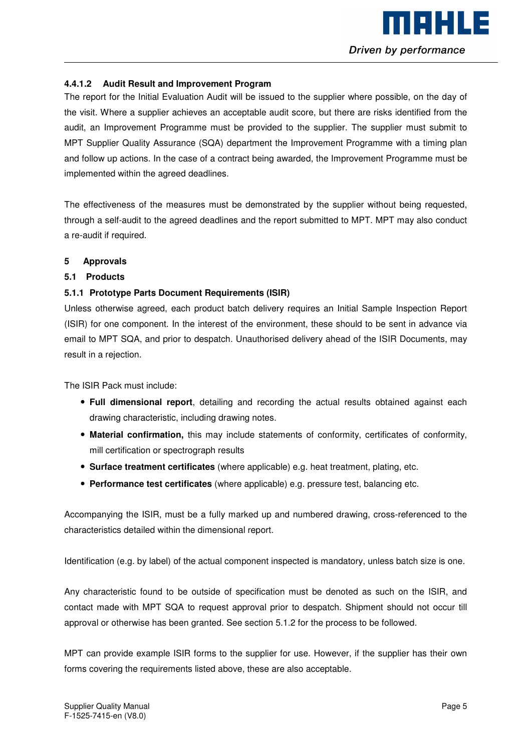#### 4.4.1.2 Audit Result and Improvement Program

The report for the Initial Evaluation Audit will be issued to the supplier where possible, on the day of the visit. Where a supplier achieves an acceptable audit score, but there are risks identified from the audit, an Improvement Programme must be provided to the supplier. The supplier must submit to MPT Supplier Quality Assurance (SQA) department the Improvement Programme with a timing plan and follow up actions. In the case of a contract being awarded, the Improvement Programme must be implemented within the agreed deadlines.

The effectiveness of the measures must be demonstrated by the supplier without being requested, through a self-audit to the agreed deadlines and the report submitted to MPT. MPT may also conduct a re-audit if required.

# 5 Approvals

## 5.1 Products

### 5.1.1 Prototype Parts Document Requirements (ISIR)

Unless otherwise agreed, each product batch delivery requires an Initial Sample Inspection Report (ISIR) for one component. In the interest of the environment, these should to be sent in advance via email to MPT SQA, and prior to despatch. Unauthorised delivery ahead of the ISIR Documents, may result in a rejection.

The ISIR Pack must include:

- **Full dimensional report**, detailing and recording the actual results obtained against each drawing characteristic, including drawing notes.
- **Material confirmation,** this may include statements of conformity, certificates of conformity, mill certification or spectrograph results
- **Surface treatment certificates** (where applicable) e.g. heat treatment, plating, etc.
- **Performance test certificates** (where applicable) e.g. pressure test, balancing etc.

Accompanying the ISIR, must be a fully marked up and numbered drawing, cross-referenced to the characteristics detailed within the dimensional report.

Identification (e.g. by label) of the actual component inspected is mandatory, unless batch size is one.

Any characteristic found to be outside of specification must be denoted as such on the ISIR, and contact made with MPT SQA to request approval prior to despatch. Shipment should not occur till approval or otherwise has been granted. See section 5.1.2 for the process to be followed.

MPT can provide example ISIR forms to the supplier for use. However, if the supplier has their own forms covering the requirements listed above, these are also acceptable.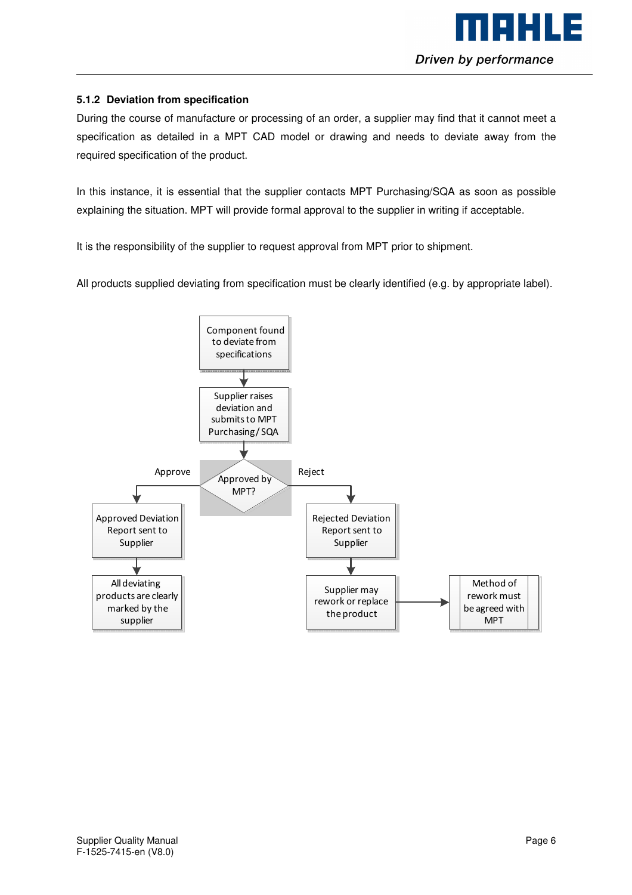### 5.1.2 Deviation from specification

During the course of manufacture or processing of an order, a supplier may find that it cannot meet a specification as detailed in a MPT CAD model or drawing and needs to deviate away from the required specification of the product.

In this instance, it is essential that the supplier contacts MPT Purchasing/SQA as soon as possible explaining the situation. MPT will provide formal approval to the supplier in writing if acceptable.

It is the responsibility of the supplier to request approval from MPT prior to shipment.

All products supplied deviating from specification must be clearly identified (e.g. by appropriate label).

Component found to deviate from specifications

Supplier raises deviation and submits to MPT Purchasing/ SQA

Approved by MPT?

Approve

Reject

Approved Deviation Report sent to Supplier

All deviating products are clearly marked by the supplier

Rejected Deviation Report sent to Supplier

Supplier may rework or replace the product

Method of rework must be agreed with MPT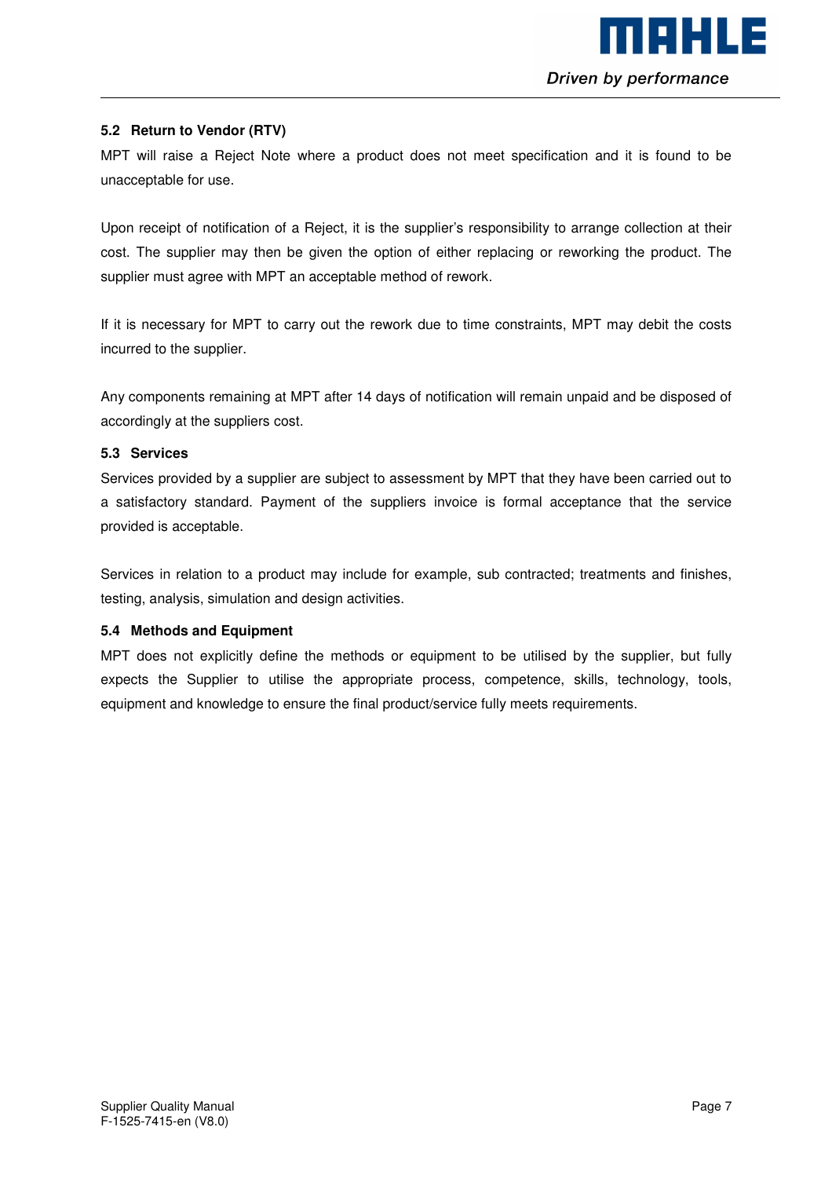### 5.2 Return to Vendor (RTV)

MPT will raise a Reject Note where a product does not meet specification and it is found to be unacceptable for use.

Upon receipt of notification of a Reject, it is the supplier's responsibility to arrange collection at their cost. The supplier may then be given the option of either replacing or reworking the product. The supplier must agree with MPT an acceptable method of rework.

If it is necessary for MPT to carry out the rework due to time constraints, MPT may debit the costs incurred to the supplier.

Any components remaining at MPT after 14 days of notification will remain unpaid and be disposed of accordingly at the suppliers cost.

### 5.3 Services

Services provided by a supplier are subject to assessment by MPT that they have been carried out to a satisfactory standard. Payment of the suppliers invoice is formal acceptance that the service provided is acceptable.

Services in relation to a product may include for example, sub contracted; treatments and finishes, testing, analysis, simulation and design activities.

### 5.4 Methods and Equipment

MPT does not explicitly define the methods or equipment to be utilised by the supplier, but fully expects the Supplier to utilise the appropriate process, competence, skills, technology, tools, equipment and knowledge to ensure the final product/service fully meets requirements.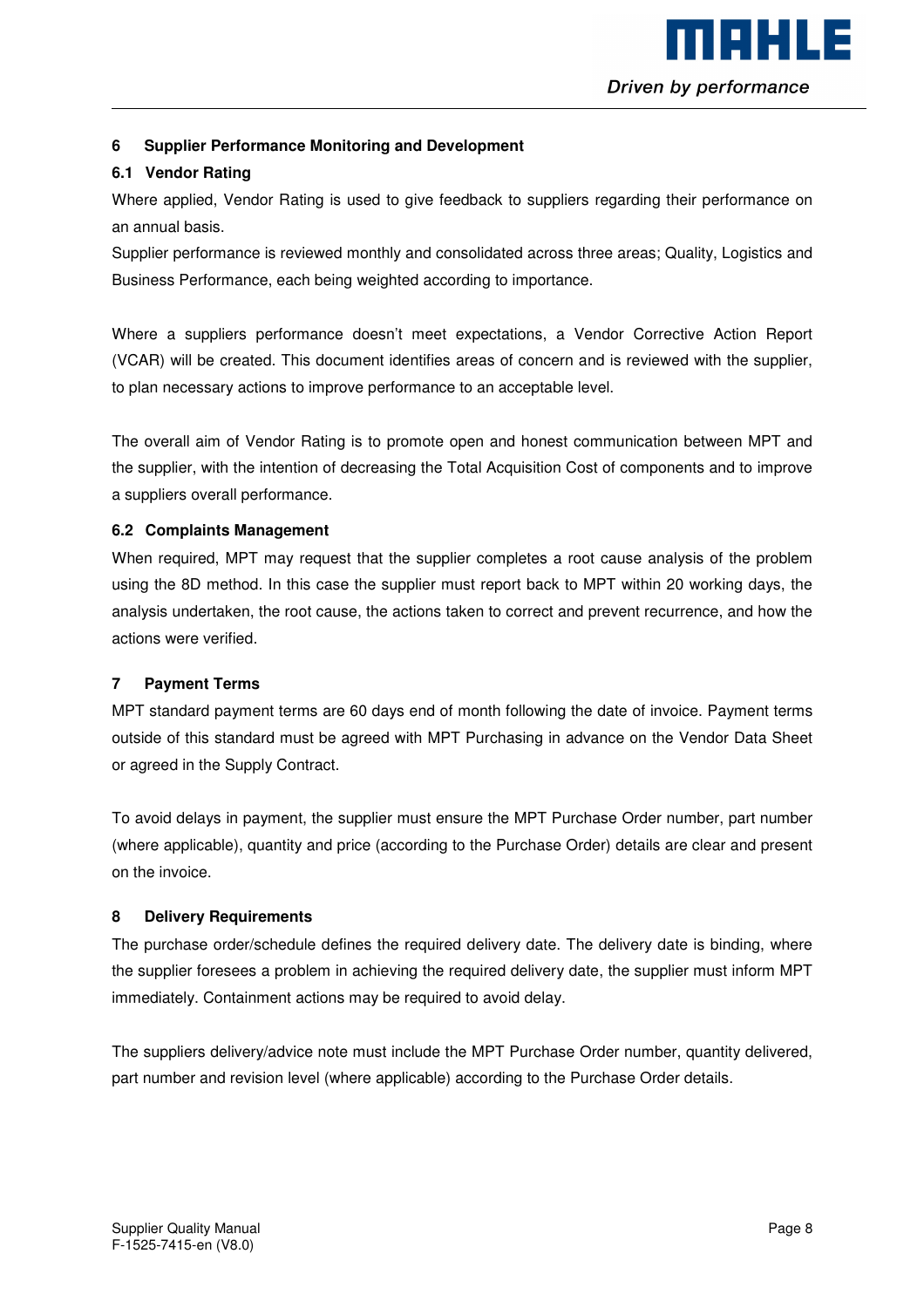## 6 Supplier Performance Monitoring and Development

### 6.1 Vendor Rating

Where applied, Vendor Rating is used to give feedback to suppliers regarding their performance on an annual basis.
Supplier performance is reviewed monthly and consolidated across three areas; Quality, Logistics and Business Performance, each being weighted according to importance.

Where a suppliers performance doesn't meet expectations, a Vendor Corrective Action Report (VCAR) will be created. This document identifies areas of concern and is reviewed with the supplier, to plan necessary actions to improve performance to an acceptable level.

The overall aim of Vendor Rating is to promote open and honest communication between MPT and the supplier, with the intention of decreasing the Total Acquisition Cost of components and to improve a suppliers overall performance.

### 6.2 Complaints Management

When required, MPT may request that the supplier completes a root cause analysis of the problem using the 8D method. In this case the supplier must report back to MPT within 20 working days, the analysis undertaken, the root cause, the actions taken to correct and prevent recurrence, and how the actions were verified.

## 7 Payment Terms

MPT standard payment terms are 60 days end of month following the date of invoice. Payment terms outside of this standard must be agreed with MPT Purchasing in advance on the Vendor Data Sheet or agreed in the Supply Contract.

To avoid delays in payment, the supplier must ensure the MPT Purchase Order number, part number (where applicable), quantity and price (according to the Purchase Order) details are clear and present on the invoice.

## 8 Delivery Requirements

The purchase order/schedule defines the required delivery date. The delivery date is binding, where the supplier foresees a problem in achieving the required delivery date, the supplier must inform MPT immediately. Containment actions may be required to avoid delay.

The suppliers delivery/advice note must include the MPT Purchase Order number, quantity delivered, part number and revision level (where applicable) according to the Purchase Order details.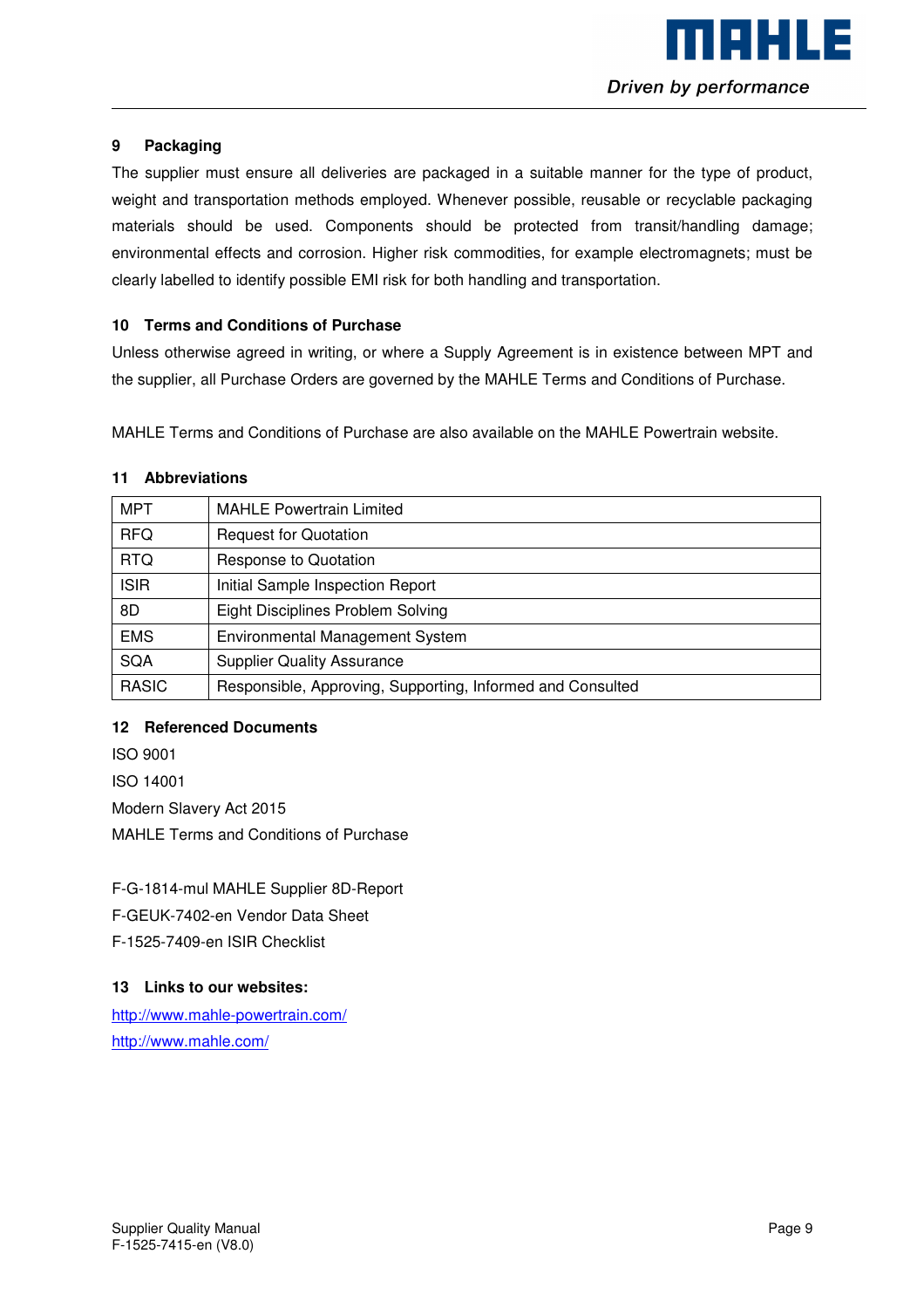## 9 Packaging

The supplier must ensure all deliveries are packaged in a suitable manner for the type of product, weight and transportation methods employed. Whenever possible, reusable or recyclable packaging materials should be used. Components should be protected from transit/handling damage; environmental effects and corrosion. Higher risk commodities, for example electromagnets; must be clearly labelled to identify possible EMI risk for both handling and transportation.

## 10 Terms and Conditions of Purchase

Unless otherwise agreed in writing, or where a Supply Agreement is in existence between MPT and the supplier, all Purchase Orders are governed by the MAHLE Terms and Conditions of Purchase.

MAHLE Terms and Conditions of Purchase are also available on the MAHLE Powertrain website.

## 11 Abbreviations

| | |
|---|---|
| MPT | MAHLE Powertrain Limited |
| RFQ | Request for Quotation |
| RTQ | Response to Quotation |
| ISIR | Initial Sample Inspection Report |
| 8D | Eight Disciplines Problem Solving |
| EMS | Environmental Management System |
| SQA | Supplier Quality Assurance |
| RASIC | Responsible, Approving, Supporting, Informed and Consulted |

## 12 Referenced Documents

ISO 9001

ISO 14001

Modern Slavery Act 2015

MAHLE Terms and Conditions of Purchase

F-G-1814-mul MAHLE Supplier 8D-Report

F-GEUK-7402-en Vendor Data Sheet

F-1525-7409-en ISIR Checklist

## 13 Links to our websites:

http://www.mahle-powertrain.com/

http://www.mahle.com/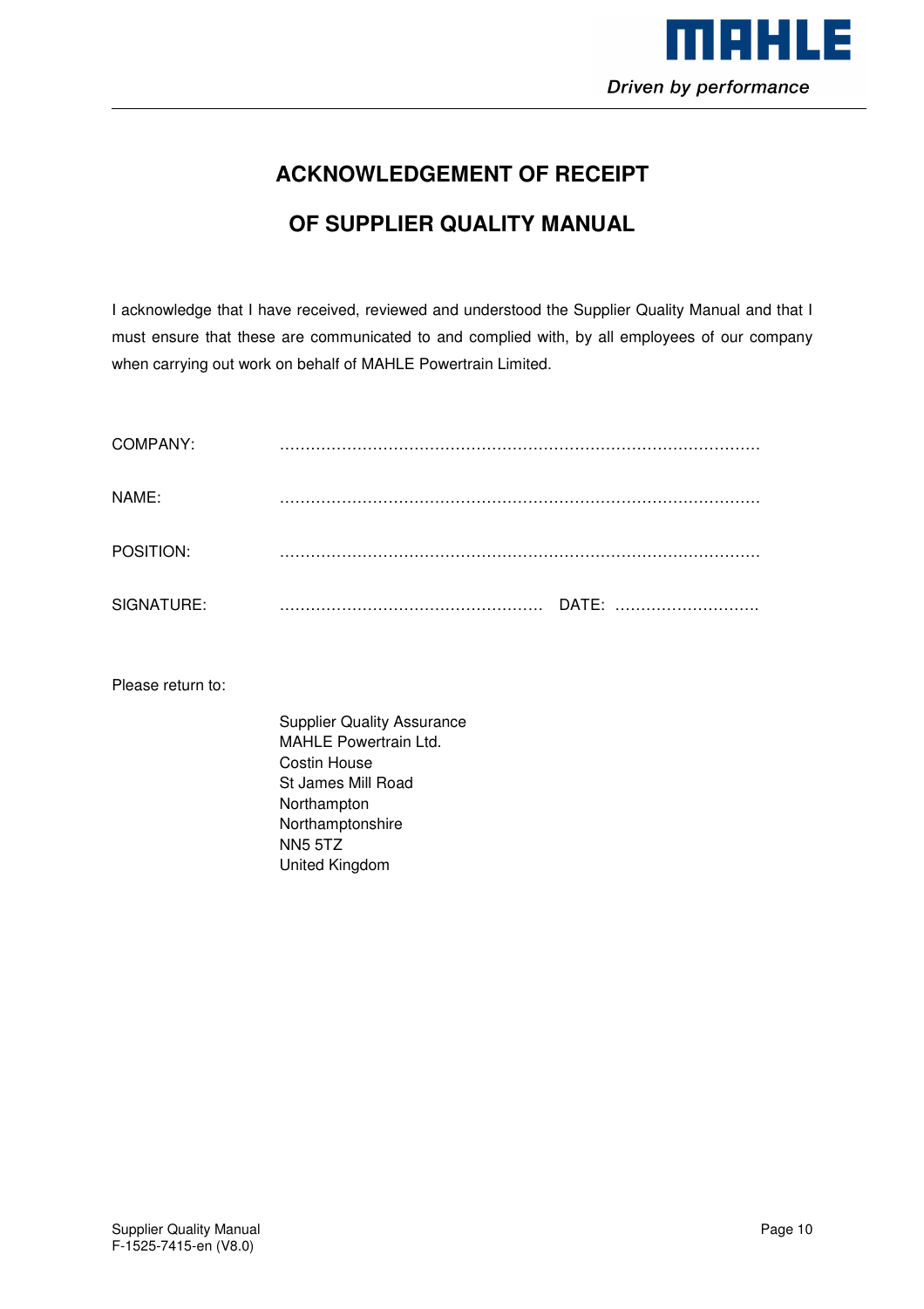# ACKNOWLEDGEMENT OF RECEIPT

# OF SUPPLIER QUALITY MANUAL

I acknowledge that I have received, reviewed and understood the Supplier Quality Manual and that I must ensure that these are communicated to and complied with, by all employees of our company when carrying out work on behalf of MAHLE Powertrain Limited.

COMPANY: ………………………………………………………………………………

NAME: ………………………………………………………………………………

POSITION: ………………………………………………………………………………

SIGNATURE: …………………………………………… DATE: ……………………….

Please return to:

Supplier Quality Assurance
MAHLE Powertrain Ltd.
Costin House
St James Mill Road
Northampton
Northamptonshire
NN5 5TZ
United Kingdom